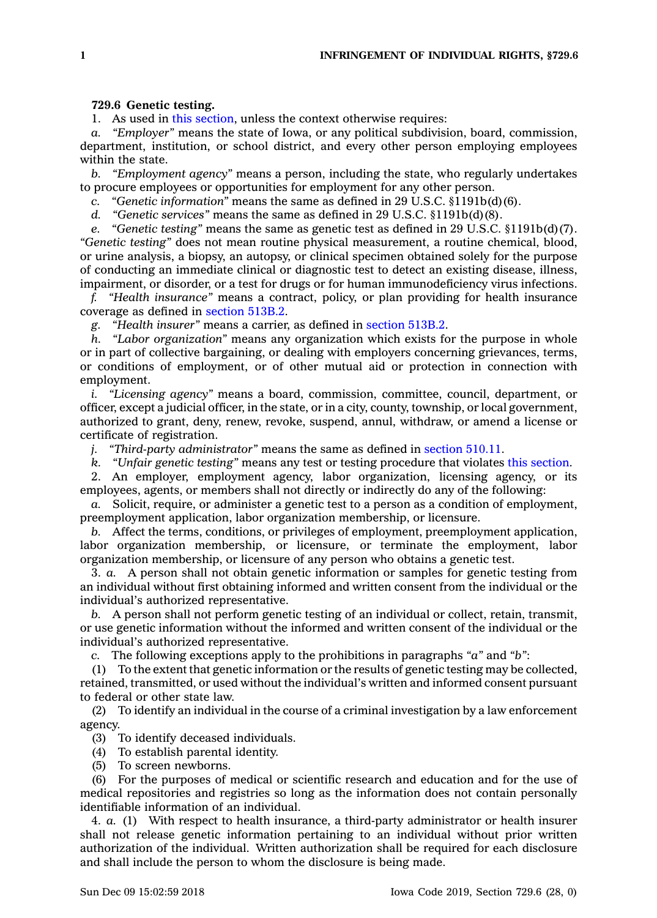**729.6 Genetic testing.**

1. As used in this section, unless the context otherwise requires:

*a. "Employer"* means the state of Iowa, or any political subdivision, board, commission, department, institution, or school district, and every other person employing employees within the state.

*b. "Employment agency"* means a person, including the state, who regularly undertakes to procure employees or opportunities for employment for any other person.

*c. "Genetic information"* means the same as defined in 29 U.S.C. §1191b(d)(6).

*d. "Genetic services"* means the same as defined in 29 U.S.C. §1191b(d)(8).

*e. "Genetic testing"* means the same as genetic test as defined in 29 U.S.C. §1191b(d)(7). *"Genetic testing"* does not mean routine physical measurement, a routine chemical, blood, or urine analysis, a biopsy, an autopsy, or clinical specimen obtained solely for the purpose of conducting an immediate clinical or diagnostic test to detect an existing disease, illness, impairment, or disorder, or a test for drugs or for human immunodeficiency virus infections.

*f. "Health insurance"* means a contract, policy, or plan providing for health insurance coverage as defined in section 513B.2.

*g. "Health insurer"* means a carrier, as defined in section 513B.2.

*h. "Labor organization"* means any organization which exists for the purpose in whole or in part of collective bargaining, or dealing with employers concerning grievances, terms, or conditions of employment, or of other mutual aid or protection in connection with employment.

*i. "Licensing agency"* means a board, commission, committee, council, department, or officer, except a judicial officer, in the state, or in a city, county, township, or local government, authorized to grant, deny, renew, revoke, suspend, annul, withdraw, or amend a license or certificate of registration.

*j. "Third-party administrator"* means the same as defined in section 510.11.

*k. "Unfair genetic testing"* means any test or testing procedure that violates this section.

2. An employer, employment agency, labor organization, licensing agency, or its employees, agents, or members shall not directly or indirectly do any of the following:

*a.* Solicit, require, or administer a genetic test to a person as a condition of employment, preemployment application, labor organization membership, or licensure.

*b.* Affect the terms, conditions, or privileges of employment, preemployment application, labor organization membership, or licensure, or terminate the employment, labor organization membership, or licensure of any person who obtains a genetic test.

3. *a.* A person shall not obtain genetic information or samples for genetic testing from an individual without first obtaining informed and written consent from the individual or the individual's authorized representative.

*b.* A person shall not perform genetic testing of an individual or collect, retain, transmit, or use genetic information without the informed and written consent of the individual or the individual's authorized representative.

*c.* The following exceptions apply to the prohibitions in paragraphs *"a"* and *"b"*:

(1) To the extent that genetic information or the results of genetic testing may be collected, retained, transmitted, or used without the individual's written and informed consent pursuant to federal or other state law.

(2) To identify an individual in the course of a criminal investigation by a law enforcement agency.

(3) To identify deceased individuals.

(4) To establish parental identity.

(5) To screen newborns.

(6) For the purposes of medical or scientific research and education and for the use of medical repositories and registries so long as the information does not contain personally identifiable information of an individual.

4. *a.* (1) With respect to health insurance, a third-party administrator or health insurer shall not release genetic information pertaining to an individual without prior written authorization of the individual. Written authorization shall be required for each disclosure and shall include the person to whom the disclosure is being made.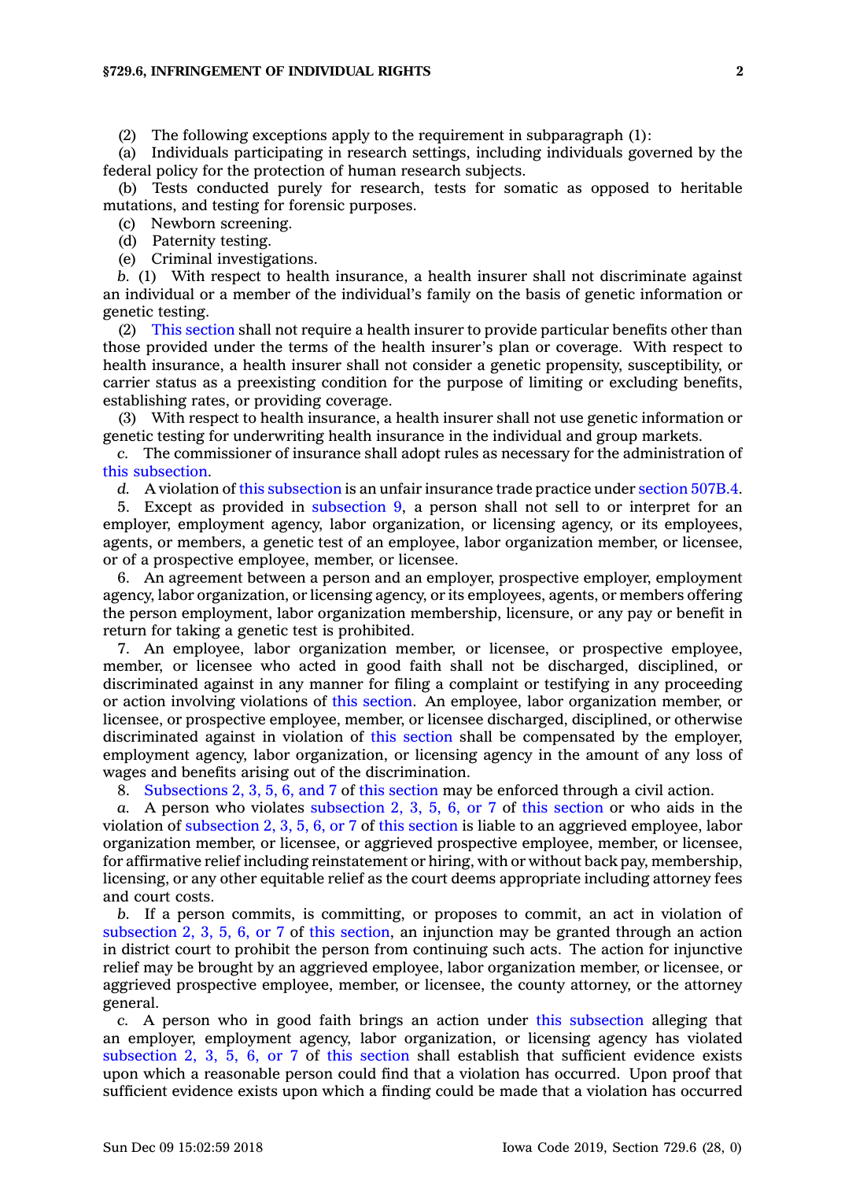(2) The following exceptions apply to the requirement in subparagraph (1):

(a) Individuals participating in research settings, including individuals governed by the federal policy for the protection of human research subjects.

(b) Tests conducted purely for research, tests for somatic as opposed to heritable mutations, and testing for forensic purposes.

(c) Newborn screening.

(d) Paternity testing.

(e) Criminal investigations.

*b.* (1) With respect to health insurance, a health insurer shall not discriminate against an individual or a member of the individual's family on the basis of genetic information or genetic testing.

(2) This section shall not require a health insurer to provide particular benefits other than those provided under the terms of the health insurer's plan or coverage. With respect to health insurance, a health insurer shall not consider a genetic propensity, susceptibility, or carrier status as a preexisting condition for the purpose of limiting or excluding benefits, establishing rates, or providing coverage.

(3) With respect to health insurance, a health insurer shall not use genetic information or genetic testing for underwriting health insurance in the individual and group markets.

*c.* The commissioner of insurance shall adopt rules as necessary for the administration of this subsection.

*d.* A violation of this subsection is an unfair insurance trade practice under section 507B.4.

5. Except as provided in subsection 9, a person shall not sell to or interpret for an employer, employment agency, labor organization, or licensing agency, or its employees, agents, or members, a genetic test of an employee, labor organization member, or licensee, or of a prospective employee, member, or licensee.

6. An agreement between a person and an employer, prospective employer, employment agency, labor organization, or licensing agency, or its employees, agents, or members offering the person employment, labor organization membership, licensure, or any pay or benefit in return for taking a genetic test is prohibited.

7. An employee, labor organization member, or licensee, or prospective employee, member, or licensee who acted in good faith shall not be discharged, disciplined, or discriminated against in any manner for filing a complaint or testifying in any proceeding or action involving violations of this section. An employee, labor organization member, or licensee, or prospective employee, member, or licensee discharged, disciplined, or otherwise discriminated against in violation of this section shall be compensated by the employer, employment agency, labor organization, or licensing agency in the amount of any loss of wages and benefits arising out of the discrimination.

8. Subsections 2, 3, 5, 6, and 7 of this section may be enforced through a civil action.

*a.* A person who violates subsection 2, 3, 5, 6, or 7 of this section or who aids in the violation of subsection 2, 3, 5, 6, or 7 of this section is liable to an aggrieved employee, labor organization member, or licensee, or aggrieved prospective employee, member, or licensee, for affirmative relief including reinstatement or hiring, with or without back pay, membership, licensing, or any other equitable relief as the court deems appropriate including attorney fees and court costs.

*b.* If a person commits, is committing, or proposes to commit, an act in violation of subsection 2, 3, 5, 6, or 7 of this section, an injunction may be granted through an action in district court to prohibit the person from continuing such acts. The action for injunctive relief may be brought by an aggrieved employee, labor organization member, or licensee, or aggrieved prospective employee, member, or licensee, the county attorney, or the attorney general.

*c.* A person who in good faith brings an action under this subsection alleging that an employer, employment agency, labor organization, or licensing agency has violated subsection 2, 3, 5, 6, or 7 of this section shall establish that sufficient evidence exists upon which a reasonable person could find that a violation has occurred. Upon proof that sufficient evidence exists upon which a finding could be made that a violation has occurred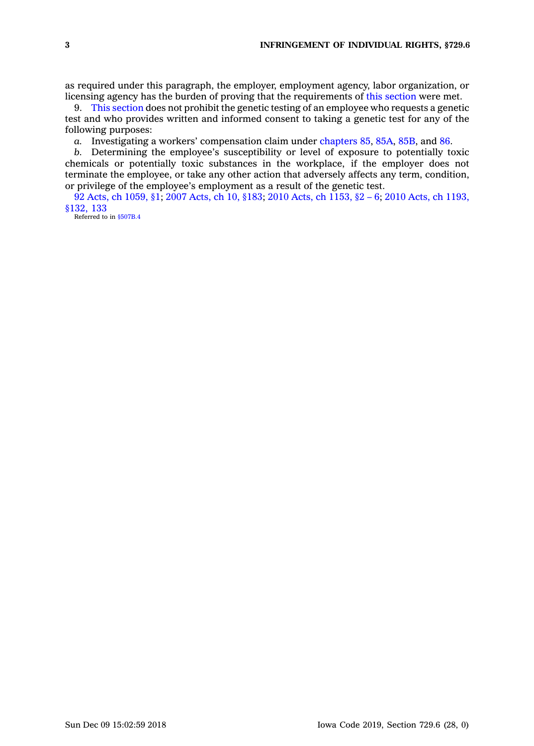as required under this paragraph, the employer, employment agency, labor organization, or licensing agency has the burden of proving that the requirements of this section were met.

9. This section does not prohibit the genetic testing of an employee who requests a genetic test and who provides written and informed consent to taking a genetic test for any of the following purposes:

*a.* Investigating a workers' compensation claim under chapters 85, 85A, 85B, and 86.

*b.* Determining the employee's susceptibility or level of exposure to potentially toxic chemicals or potentially toxic substances in the workplace, if the employer does not terminate the employee, or take any other action that adversely affects any term, condition, or privilege of the employee's employment as a result of the genetic test.

92 Acts, ch 1059, §1; 2007 Acts, ch 10, §183; 2010 Acts, ch 1153, §2 – 6; 2010 Acts, ch 1193, §132, 133

Referred to in §507B.4